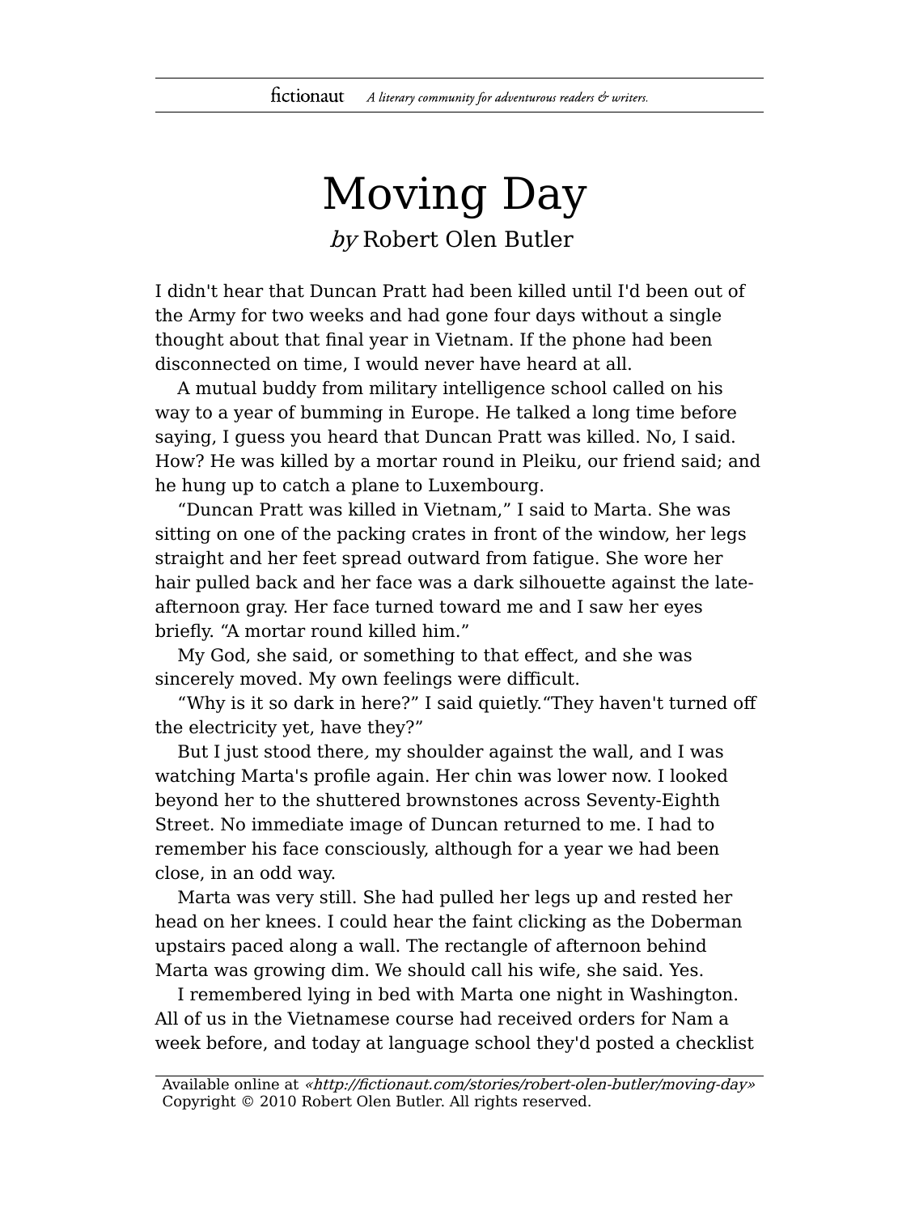# Moving Day

*by* Robert Olen Butler

I didn't hear that Duncan Pratt had been killed until I'd been out of the Army for two weeks and had gone four days without a single thought about that final year in Vietnam. If the phone had been disconnected on time, I would never have heard at all.

A mutual buddy from military intelligence school called on his way to a year of bumming in Europe. He talked a long time before saying, I guess you heard that Duncan Pratt was killed. No, I said. How? He was killed by a mortar round in Pleiku, our friend said; and he hung up to catch a plane to Luxembourg.

"Duncan Pratt was killed in Vietnam," I said to Marta. She was sitting on one of the packing crates in front of the window, her legs straight and her feet spread outward from fatigue. She wore her hair pulled back and her face was a dark silhouette against the late-afternoon gray. Her face turned toward me and I saw her eyes briefly. "A mortar round killed him."

My God, she said, or something to that effect, and she was sincerely moved. My own feelings were difficult.

"Why is it so dark in here?" I said quietly."They haven't turned off the electricity yet, have they?"

But I just stood there*,* my shoulder against the wall, and I was watching Marta's profile again. Her chin was lower now. I looked beyond her to the shuttered brownstones across Seventy-Eighth Street. No immediate image of Duncan returned to me. I had to remember his face consciously, although for a year we had been close, in an odd way.

Marta was very still. She had pulled her legs up and rested her head on her knees. I could hear the faint clicking as the Doberman upstairs paced along a wall. The rectangle of afternoon behind Marta was growing dim. We should call his wife, she said. Yes.

I remembered lying in bed with Marta one night in Washington. All of us in the Vietnamese course had received orders for Nam a week before, and today at language school they'd posted a checklist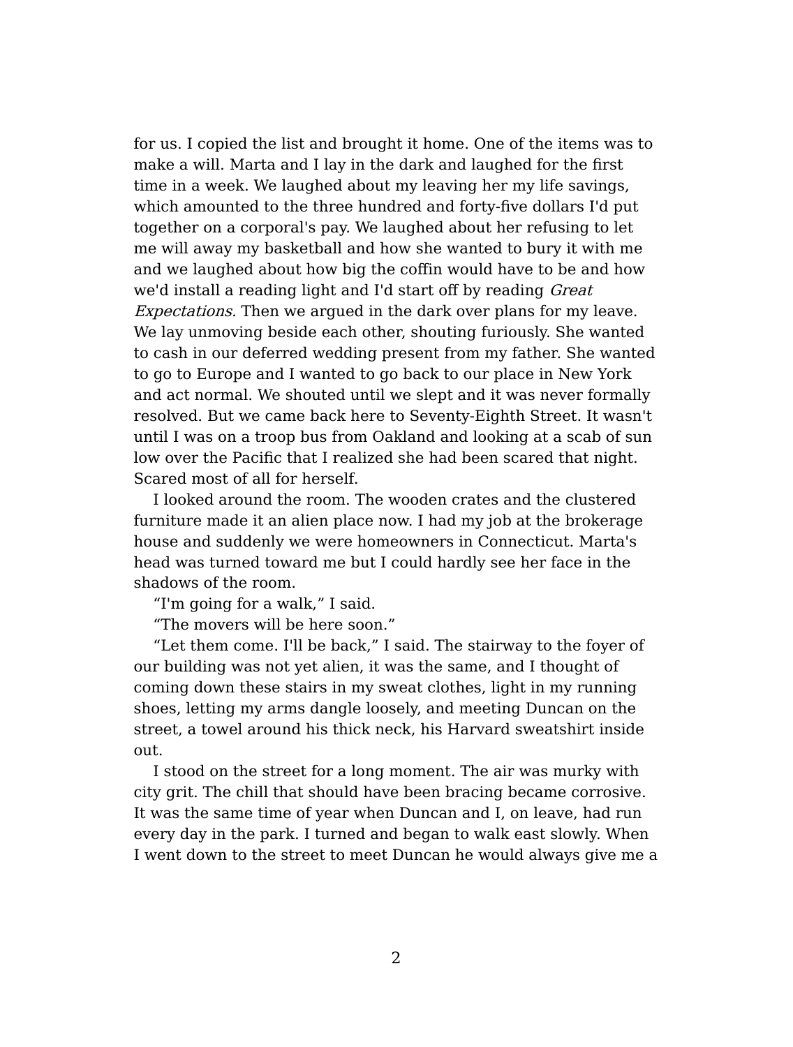for us. I copied the list and brought it home. One of the items was to make a will. Marta and I lay in the dark and laughed for the first time in a week. We laughed about my leaving her my life savings, which amounted to the three hundred and forty-five dollars I'd put together on a corporal's pay. We laughed about her refusing to let me will away my basketball and how she wanted to bury it with me and we laughed about how big the coffin would have to be and how we'd install a reading light and I'd start off by reading *Great Expectations.* Then we argued in the dark over plans for my leave. We lay unmoving beside each other, shouting furiously. She wanted to cash in our deferred wedding present from my father. She wanted to go to Europe and I wanted to go back to our place in New York and act normal. We shouted until we slept and it was never formally resolved. But we came back here to Seventy-Eighth Street. It wasn't until I was on a troop bus from Oakland and looking at a scab of sun low over the Pacific that I realized she had been scared that night. Scared most of all for herself.

I looked around the room. The wooden crates and the clustered furniture made it an alien place now. I had my job at the brokerage house and suddenly we were homeowners in Connecticut. Marta's head was turned toward me but I could hardly see her face in the shadows of the room.

"I'm going for a walk," I said.

"The movers will be here soon."

"Let them come. I'll be back," I said. The stairway to the foyer of our building was not yet alien, it was the same, and I thought of coming down these stairs in my sweat clothes, light in my running shoes, letting my arms dangle loosely, and meeting Duncan on the street, a towel around his thick neck, his Harvard sweatshirt inside out.

I stood on the street for a long moment. The air was murky with city grit. The chill that should have been bracing became corrosive. It was the same time of year when Duncan and I, on leave, had run every day in the park. I turned and began to walk east slowly. When I went down to the street to meet Duncan he would always give me a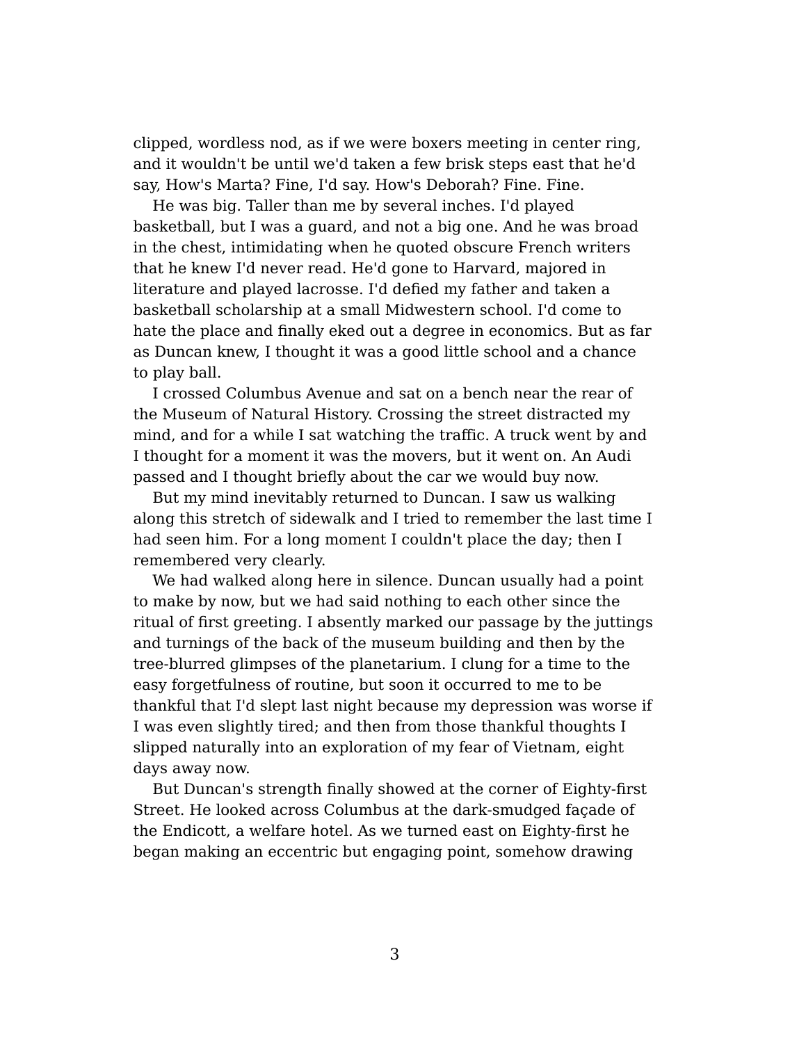clipped, wordless nod, as if we were boxers meeting in center ring, and it wouldn't be until we'd taken a few brisk steps east that he'd say, How's Marta? Fine, I'd say. How's Deborah? Fine. Fine.

He was big. Taller than me by several inches. I'd played basketball, but I was a guard, and not a big one. And he was broad in the chest, intimidating when he quoted obscure French writers that he knew I'd never read. He'd gone to Harvard, majored in literature and played lacrosse. I'd defied my father and taken a basketball scholarship at a small Midwestern school. I'd come to hate the place and finally eked out a degree in economics. But as far as Duncan knew, I thought it was a good little school and a chance to play ball.

I crossed Columbus Avenue and sat on a bench near the rear of the Museum of Natural History. Crossing the street distracted my mind, and for a while I sat watching the traffic. A truck went by and I thought for a moment it was the movers, but it went on. An Audi passed and I thought briefly about the car we would buy now.

But my mind inevitably returned to Duncan. I saw us walking along this stretch of sidewalk and I tried to remember the last time I had seen him. For a long moment I couldn't place the day; then I remembered very clearly.

We had walked along here in silence. Duncan usually had a point to make by now, but we had said nothing to each other since the ritual of first greeting. I absently marked our passage by the juttings and turnings of the back of the museum building and then by the tree-blurred glimpses of the planetarium. I clung for a time to the easy forgetfulness of routine, but soon it occurred to me to be thankful that I'd slept last night because my depression was worse if I was even slightly tired; and then from those thankful thoughts I slipped naturally into an exploration of my fear of Vietnam, eight days away now.

But Duncan's strength finally showed at the corner of Eighty-first Street. He looked across Columbus at the dark-smudged façade of the Endicott, a welfare hotel. As we turned east on Eighty-first he began making an eccentric but engaging point, somehow drawing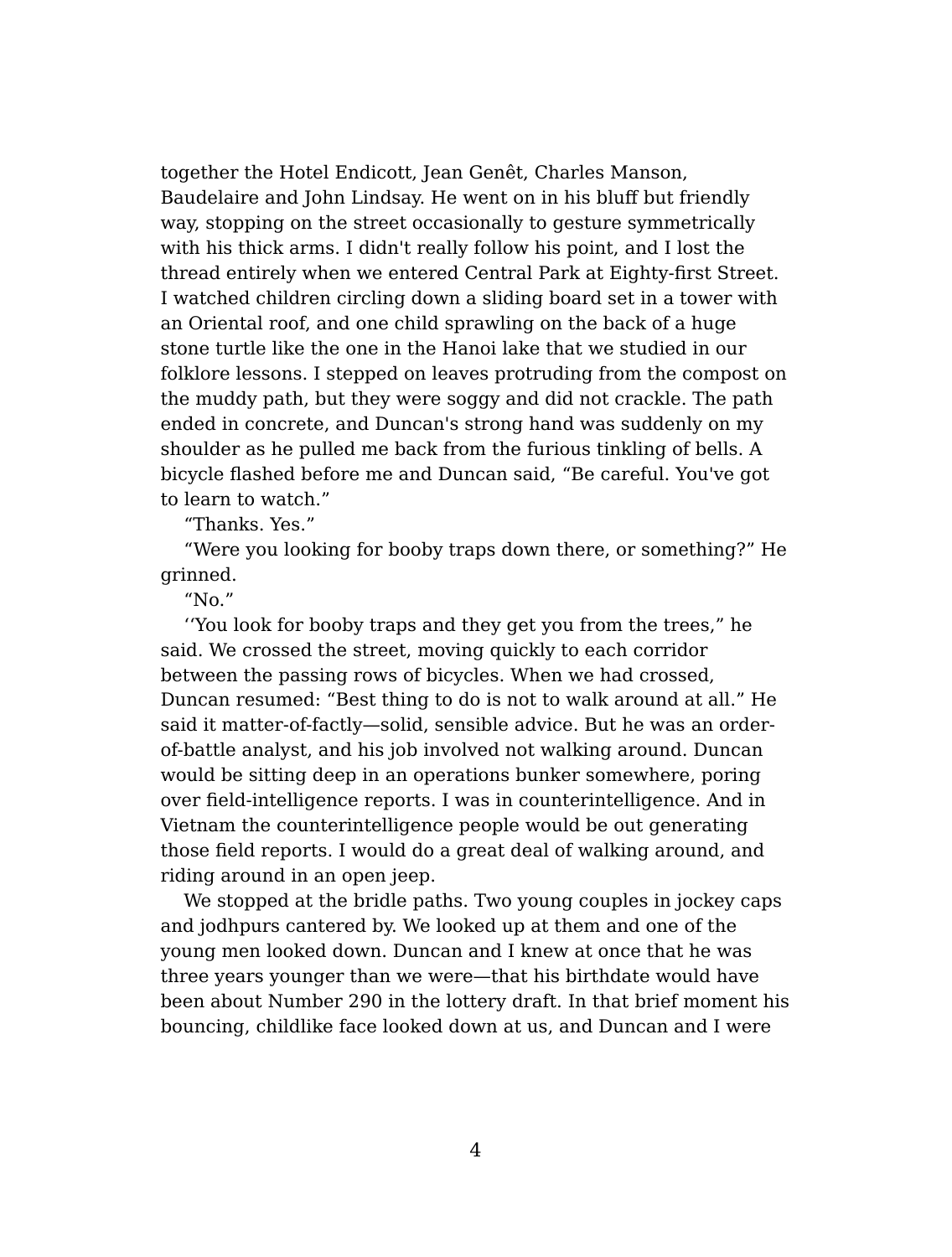together the Hotel Endicott, Jean Genêt, Charles Manson, Baudelaire and John Lindsay. He went on in his bluff but friendly way, stopping on the street occasionally to gesture symmetrically with his thick arms. I didn't really follow his point, and I lost the thread entirely when we entered Central Park at Eighty-first Street. I watched children circling down a sliding board set in a tower with an Oriental roof, and one child sprawling on the back of a huge stone turtle like the one in the Hanoi lake that we studied in our folklore lessons. I stepped on leaves protruding from the compost on the muddy path, but they were soggy and did not crackle. The path ended in concrete, and Duncan's strong hand was suddenly on my shoulder as he pulled me back from the furious tinkling of bells. A bicycle flashed before me and Duncan said, “Be careful. You've got to learn to watch.”

“Thanks. Yes.”

“Were you looking for booby traps down there, or something?” He grinned.

“No.”

‘‘You look for booby traps and they get you from the trees,” he said. We crossed the street, moving quickly to each corridor between the passing rows of bicycles. When we had crossed, Duncan resumed: “Best thing to do is not to walk around at all.” He said it matter-of-factly—solid, sensible advice. But he was an order-of-battle analyst, and his job involved not walking around. Duncan would be sitting deep in an operations bunker somewhere, poring over field-intelligence reports. I was in counterintelligence. And in Vietnam the counterintelligence people would be out generating those field reports. I would do a great deal of walking around, and riding around in an open jeep.

We stopped at the bridle paths. Two young couples in jockey caps and jodhpurs cantered by. We looked up at them and one of the young men looked down. Duncan and I knew at once that he was three years younger than we were—that his birthdate would have been about Number 290 in the lottery draft. In that brief moment his bouncing, childlike face looked down at us, and Duncan and I were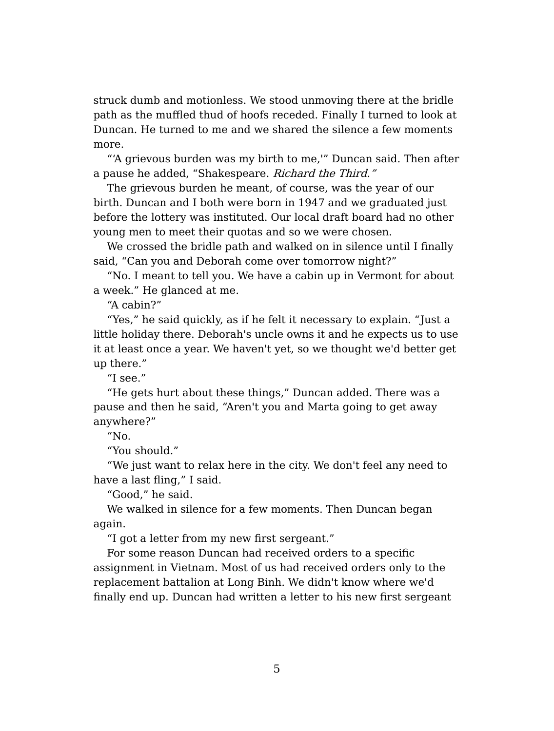struck dumb and motionless. We stood unmoving there at the bridle path as the muffled thud of hoofs receded. Finally I turned to look at Duncan. He turned to me and we shared the silence a few moments more.

"'A grievous burden was my birth to me,'" Duncan said. Then after a pause he added, "Shakespeare. *Richard the Third."*

The grievous burden he meant, of course, was the year of our birth. Duncan and I both were born in 1947 and we graduated just before the lottery was instituted. Our local draft board had no other young men to meet their quotas and so we were chosen.

We crossed the bridle path and walked on in silence until I finally said, "Can you and Deborah come over tomorrow night?"

"No. I meant to tell you. We have a cabin up in Vermont for about a week." He glanced at me.

"A cabin?"

"Yes," he said quickly, as if he felt it necessary to explain. "Just a little holiday there. Deborah's uncle owns it and he expects us to use it at least once a year. We haven't yet, so we thought we'd better get up there."

"I see."

"He gets hurt about these things," Duncan added. There was a pause and then he said, "Aren't you and Marta going to get away anywhere?"

"No.

"You should."

"We just want to relax here in the city. We don't feel any need to have a last fling," I said.

"Good," he said.

We walked in silence for a few moments. Then Duncan began again.

"I got a letter from my new first sergeant."

For some reason Duncan had received orders to a specific assignment in Vietnam. Most of us had received orders only to the replacement battalion at Long Binh. We didn't know where we'd finally end up. Duncan had written a letter to his new first sergeant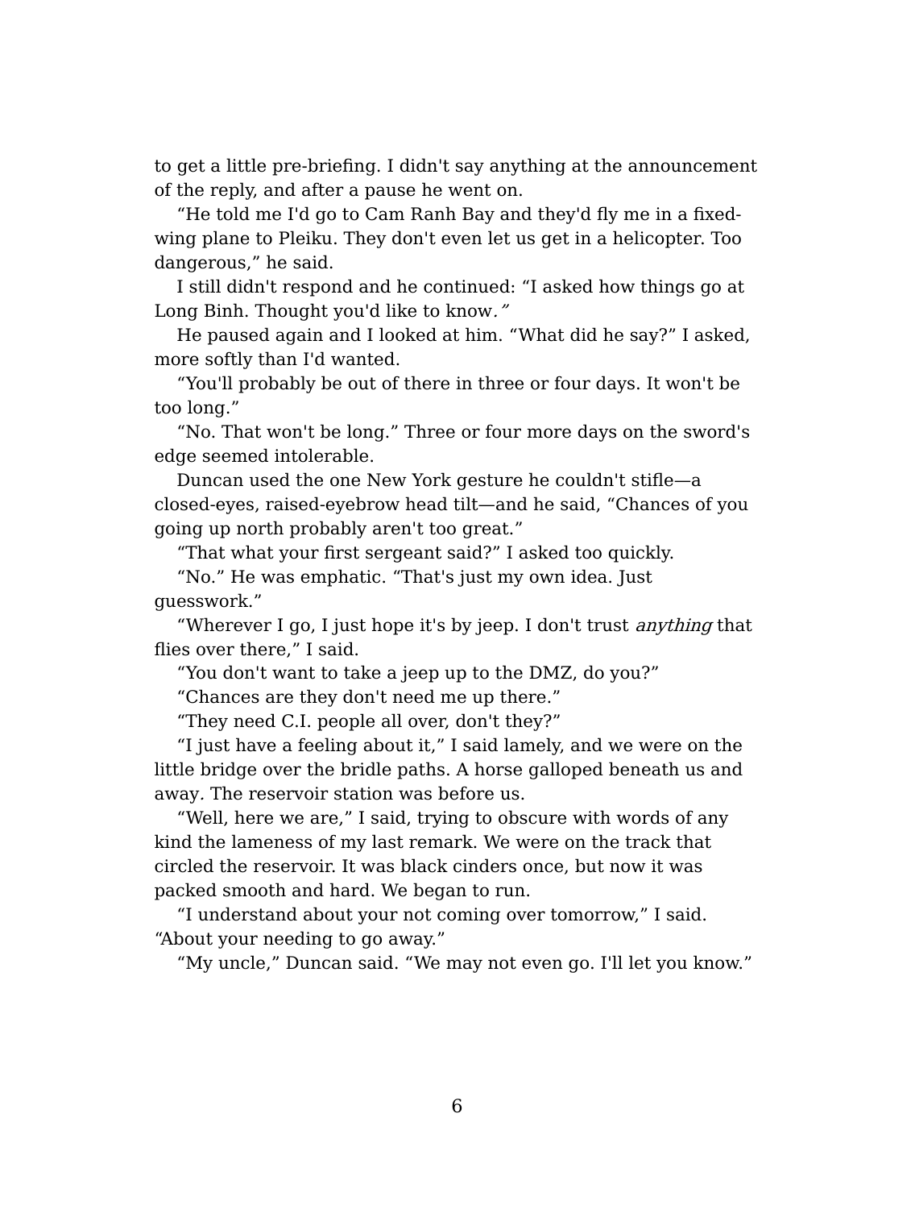to get a little pre-briefing. I didn't say anything at the announcement of the reply, and after a pause he went on.

"He told me I'd go to Cam Ranh Bay and they'd fly me in a fixed-wing plane to Pleiku. They don't even let us get in a helicopter. Too dangerous," he said.

I still didn't respond and he continued: "I asked how things go at Long Binh. Thought you'd like to know."

He paused again and I looked at him. "What did he say?" I asked, more softly than I'd wanted.

"You'll probably be out of there in three or four days. It won't be too long."

"No. That won't be long." Three or four more days on the sword's edge seemed intolerable.

Duncan used the one New York gesture he couldn't stifle—a closed-eyes, raised-eyebrow head tilt—and he said, "Chances of you going up north probably aren't too great."

"That what your first sergeant said?" I asked too quickly.

"No." He was emphatic. "That's just my own idea. Just guesswork."

"Wherever I go, I just hope it's by jeep. I don't trust *anything* that flies over there," I said.

"You don't want to take a jeep up to the DMZ, do you?"

"Chances are they don't need me up there."

"They need C.I. people all over, don't they?"

"I just have a feeling about it," I said lamely, and we were on the little bridge over the bridle paths. A horse galloped beneath us and away. The reservoir station was before us.

"Well, here we are," I said, trying to obscure with words of any kind the lameness of my last remark. We were on the track that circled the reservoir. It was black cinders once, but now it was packed smooth and hard. We began to run.

"I understand about your not coming over tomorrow," I said. "About your needing to go away."

"My uncle," Duncan said. "We may not even go. I'll let you know."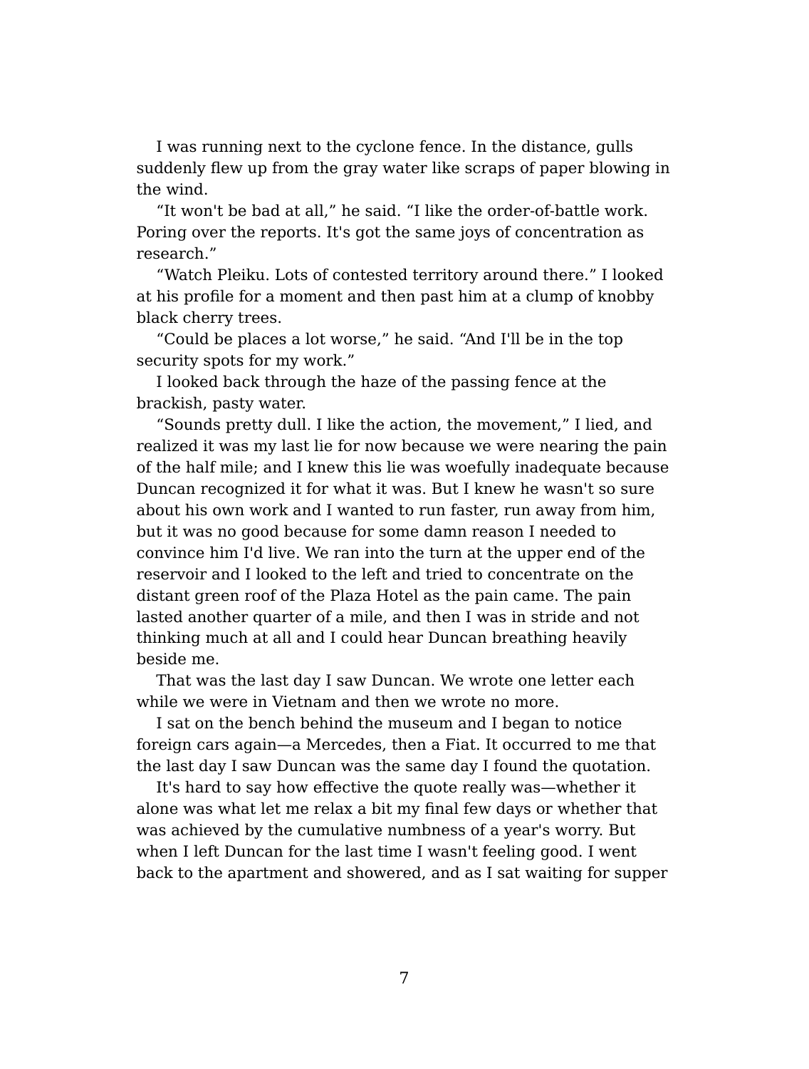I was running next to the cyclone fence. In the distance, gulls suddenly flew up from the gray water like scraps of paper blowing in the wind.

"It won't be bad at all," he said. "I like the order-of-battle work. Poring over the reports. It's got the same joys of concentration as research."

"Watch Pleiku. Lots of contested territory around there." I looked at his profile for a moment and then past him at a clump of knobby black cherry trees.

"Could be places a lot worse," he said. "And I'll be in the top security spots for my work."

I looked back through the haze of the passing fence at the brackish, pasty water.

"Sounds pretty dull. I like the action, the movement," I lied, and realized it was my last lie for now because we were nearing the pain of the half mile; and I knew this lie was woefully inadequate because Duncan recognized it for what it was. But I knew he wasn't so sure about his own work and I wanted to run faster, run away from him, but it was no good because for some damn reason I needed to convince him I'd live. We ran into the turn at the upper end of the reservoir and I looked to the left and tried to concentrate on the distant green roof of the Plaza Hotel as the pain came. The pain lasted another quarter of a mile, and then I was in stride and not thinking much at all and I could hear Duncan breathing heavily beside me.

That was the last day I saw Duncan. We wrote one letter each while we were in Vietnam and then we wrote no more.

I sat on the bench behind the museum and I began to notice foreign cars again—a Mercedes, then a Fiat. It occurred to me that the last day I saw Duncan was the same day I found the quotation.

It's hard to say how effective the quote really was—whether it alone was what let me relax a bit my final few days or whether that was achieved by the cumulative numbness of a year's worry. But when I left Duncan for the last time I wasn't feeling good. I went back to the apartment and showered, and as I sat waiting for supper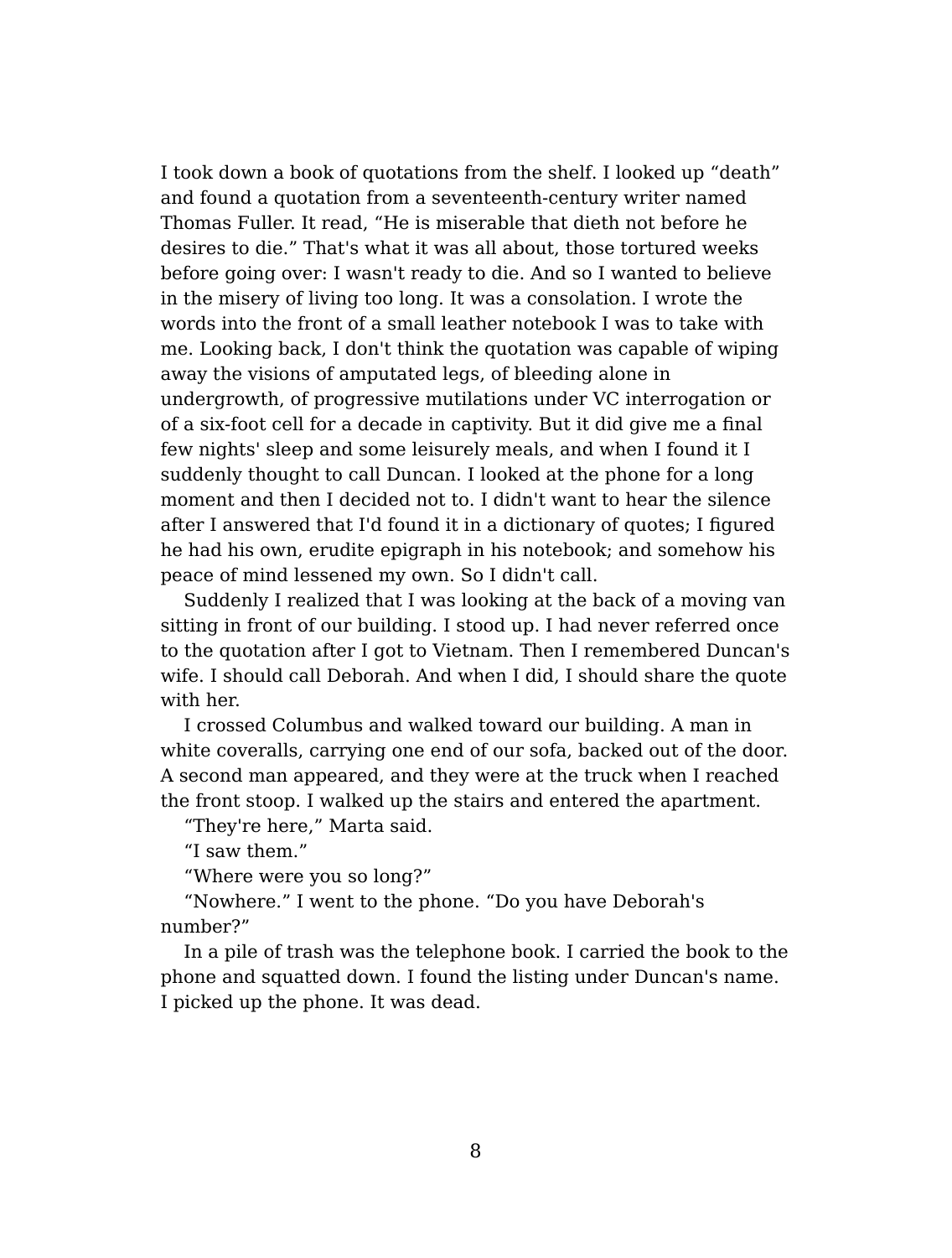I took down a book of quotations from the shelf. I looked up "death" and found a quotation from a seventeenth-century writer named Thomas Fuller. It read, "He is miserable that dieth not before he desires to die." That's what it was all about, those tortured weeks before going over: I wasn't ready to die. And so I wanted to believe in the misery of living too long. It was a consolation. I wrote the words into the front of a small leather notebook I was to take with me. Looking back, I don't think the quotation was capable of wiping away the visions of amputated legs, of bleeding alone in undergrowth, of progressive mutilations under VC interrogation or of a six-foot cell for a decade in captivity. But it did give me a final few nights' sleep and some leisurely meals, and when I found it I suddenly thought to call Duncan. I looked at the phone for a long moment and then I decided not to. I didn't want to hear the silence after I answered that I'd found it in a dictionary of quotes; I figured he had his own, erudite epigraph in his notebook; and somehow his peace of mind lessened my own. So I didn't call.

Suddenly I realized that I was looking at the back of a moving van sitting in front of our building. I stood up. I had never referred once to the quotation after I got to Vietnam. Then I remembered Duncan's wife. I should call Deborah. And when I did, I should share the quote with her.

I crossed Columbus and walked toward our building. A man in white coveralls, carrying one end of our sofa, backed out of the door. A second man appeared, and they were at the truck when I reached the front stoop. I walked up the stairs and entered the apartment.

"They're here," Marta said.

"I saw them."

"Where were you so long?"

"Nowhere." I went to the phone. "Do you have Deborah's number?"

In a pile of trash was the telephone book. I carried the book to the phone and squatted down. I found the listing under Duncan's name. I picked up the phone. It was dead.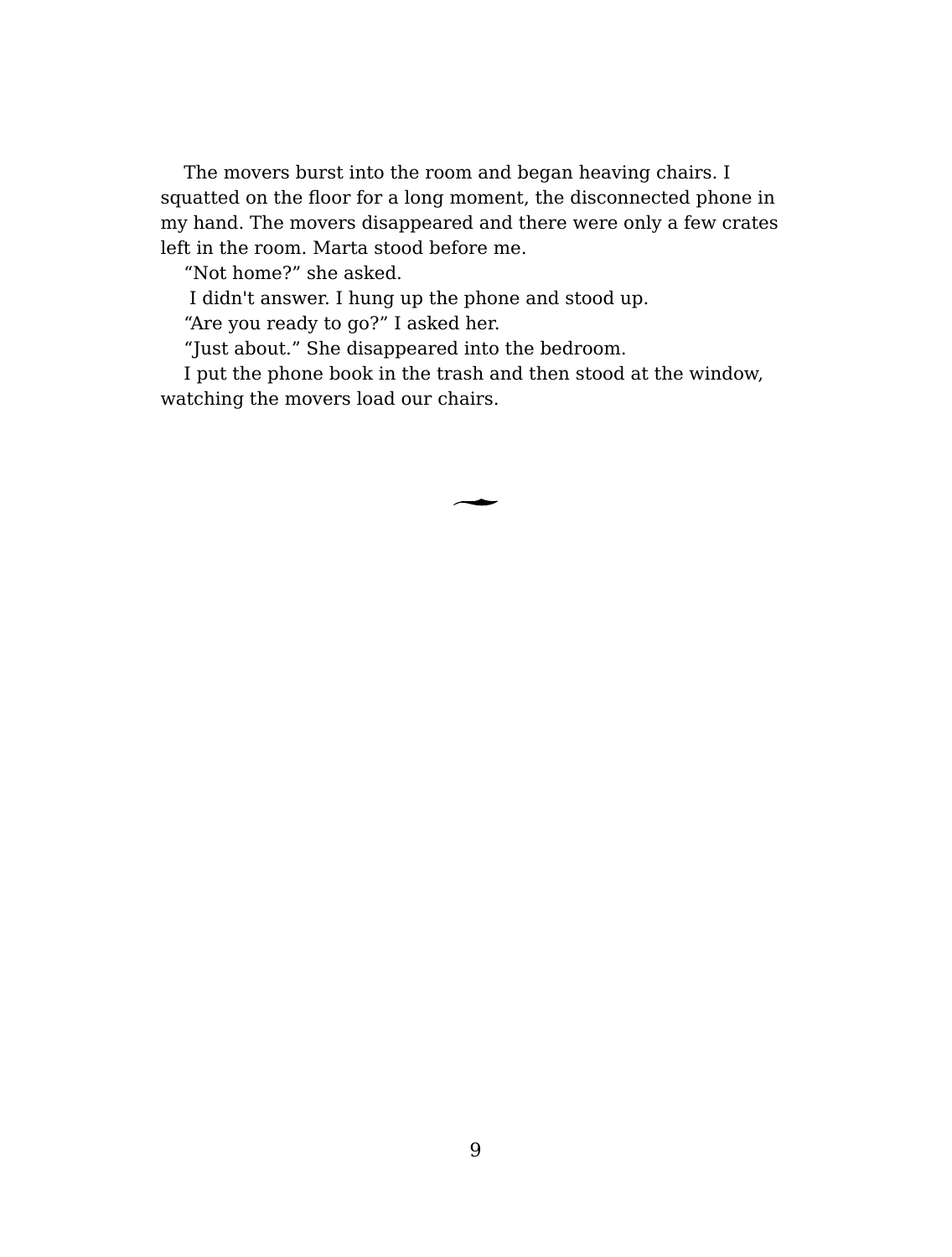The movers burst into the room and began heaving chairs. I squatted on the floor for a long moment, the disconnected phone in my hand. The movers disappeared and there were only a few crates left in the room. Marta stood before me.

“Not home?” she asked.

I didn't answer. I hung up the phone and stood up.

“Are you ready to go?” I asked her.

“Just about.” She disappeared into the bedroom.

I put the phone book in the trash and then stood at the window, watching the movers load our chairs.